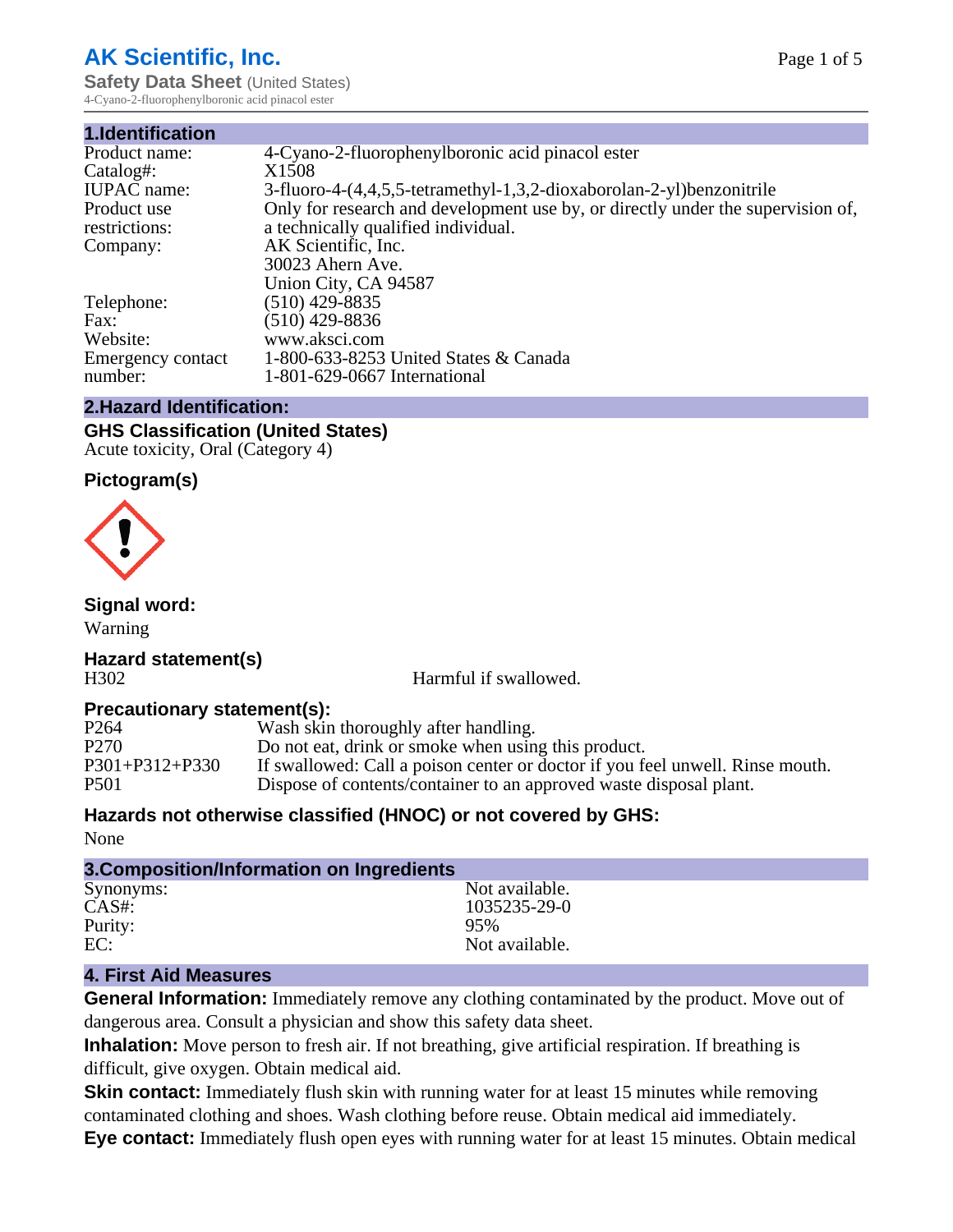# AK Scientific, Inc.

**Safety Data Sheet** (United States)
4-Cyano-2-fluorophenylboronic acid pinacol ester

## 1.Identification

| | |
|---|---|
| Product name: | 4-Cyano-2-fluorophenylboronic acid pinacol ester |
| Catalog#: | X1508 |
| IUPAC name: | 3-fluoro-4-(4,4,5,5-tetramethyl-1,3,2-dioxaborolan-2-yl)benzonitrile |
| Product use restrictions: | Only for research and development use by, or directly under the supervision of, a technically qualified individual. |
| Company: | AK Scientific, Inc.<br>30023 Ahern Ave.<br>Union City, CA 94587 |
| Telephone: | (510) 429-8835 |
| Fax: | (510) 429-8836 |
| Website: | www.aksci.com |
| Emergency contact number: | 1-800-633-8253 United States & Canada<br>1-801-629-0667 International |

## 2.Hazard Identification:

### GHS Classification (United States)

Acute toxicity, Oral (Category 4)

### Pictogram(s)

### Signal word:

Warning

### Hazard statement(s)

| | |
|---|---|
| H302 | Harmful if swallowed. |

### Precautionary statement(s):

| | |
|---|---|
| P264 | Wash skin thoroughly after handling. |
| P270 | Do not eat, drink or smoke when using this product. |
| P301+P312+P330 | If swallowed: Call a poison center or doctor if you feel unwell. Rinse mouth. |
| P501 | Dispose of contents/container to an approved waste disposal plant. |

### Hazards not otherwise classified (HNOC) or not covered by GHS:

None

## 3.Composition/Information on Ingredients

| | |
|---|---|
| Synonyms: | Not available. |
| CAS#: | 1035235-29-0 |
| Purity: | 95% |
| EC: | Not available. |

## 4. First Aid Measures

**General Information:** Immediately remove any clothing contaminated by the product. Move out of dangerous area. Consult a physician and show this safety data sheet.

**Inhalation:** Move person to fresh air. If not breathing, give artificial respiration. If breathing is difficult, give oxygen. Obtain medical aid.

**Skin contact:** Immediately flush skin with running water for at least 15 minutes while removing contaminated clothing and shoes. Wash clothing before reuse. Obtain medical aid immediately.

**Eye contact:** Immediately flush open eyes with running water for at least 15 minutes. Obtain medical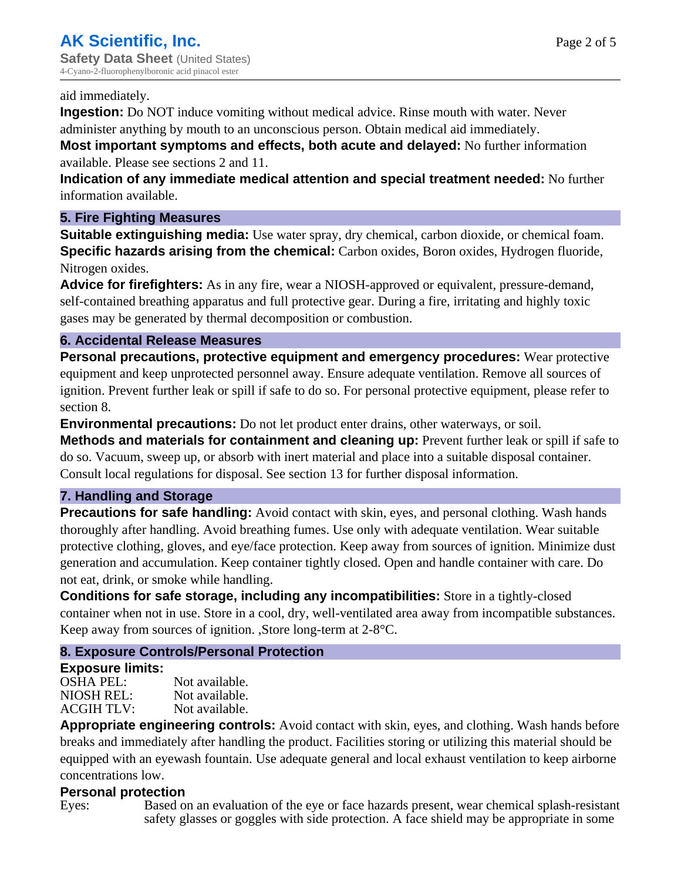aid immediately.

**Ingestion:** Do NOT induce vomiting without medical advice. Rinse mouth with water. Never administer anything by mouth to an unconscious person. Obtain medical aid immediately.

**Most important symptoms and effects, both acute and delayed:** No further information available. Please see sections 2 and 11.

**Indication of any immediate medical attention and special treatment needed:** No further information available.

## 5. Fire Fighting Measures

**Suitable extinguishing media:** Use water spray, dry chemical, carbon dioxide, or chemical foam.

**Specific hazards arising from the chemical:** Carbon oxides, Boron oxides, Hydrogen fluoride, Nitrogen oxides.

**Advice for firefighters:** As in any fire, wear a NIOSH-approved or equivalent, pressure-demand, self-contained breathing apparatus and full protective gear. During a fire, irritating and highly toxic gases may be generated by thermal decomposition or combustion.

## 6. Accidental Release Measures

**Personal precautions, protective equipment and emergency procedures:** Wear protective equipment and keep unprotected personnel away. Ensure adequate ventilation. Remove all sources of ignition. Prevent further leak or spill if safe to do so. For personal protective equipment, please refer to section 8.

**Environmental precautions:** Do not let product enter drains, other waterways, or soil.

**Methods and materials for containment and cleaning up:** Prevent further leak or spill if safe to do so. Vacuum, sweep up, or absorb with inert material and place into a suitable disposal container. Consult local regulations for disposal. See section 13 for further disposal information.

## 7. Handling and Storage

**Precautions for safe handling:** Avoid contact with skin, eyes, and personal clothing. Wash hands thoroughly after handling. Avoid breathing fumes. Use only with adequate ventilation. Wear suitable protective clothing, gloves, and eye/face protection. Keep away from sources of ignition. Minimize dust generation and accumulation. Keep container tightly closed. Open and handle container with care. Do not eat, drink, or smoke while handling.

**Conditions for safe storage, including any incompatibilities:** Store in a tightly-closed container when not in use. Store in a cool, dry, well-ventilated area away from incompatible substances. Keep away from sources of ignition. ,Store long-term at 2-8°C.

## 8. Exposure Controls/Personal Protection

### Exposure limits:

| | |
|---|---|
| OSHA PEL: | Not available. |
| NIOSH REL: | Not available. |
| ACGIH TLV: | Not available. |

**Appropriate engineering controls:** Avoid contact with skin, eyes, and clothing. Wash hands before breaks and immediately after handling the product. Facilities storing or utilizing this material should be equipped with an eyewash fountain. Use adequate general and local exhaust ventilation to keep airborne concentrations low.

### Personal protection

Eyes: Based on an evaluation of the eye or face hazards present, wear chemical splash-resistant safety glasses or goggles with side protection. A face shield may be appropriate in some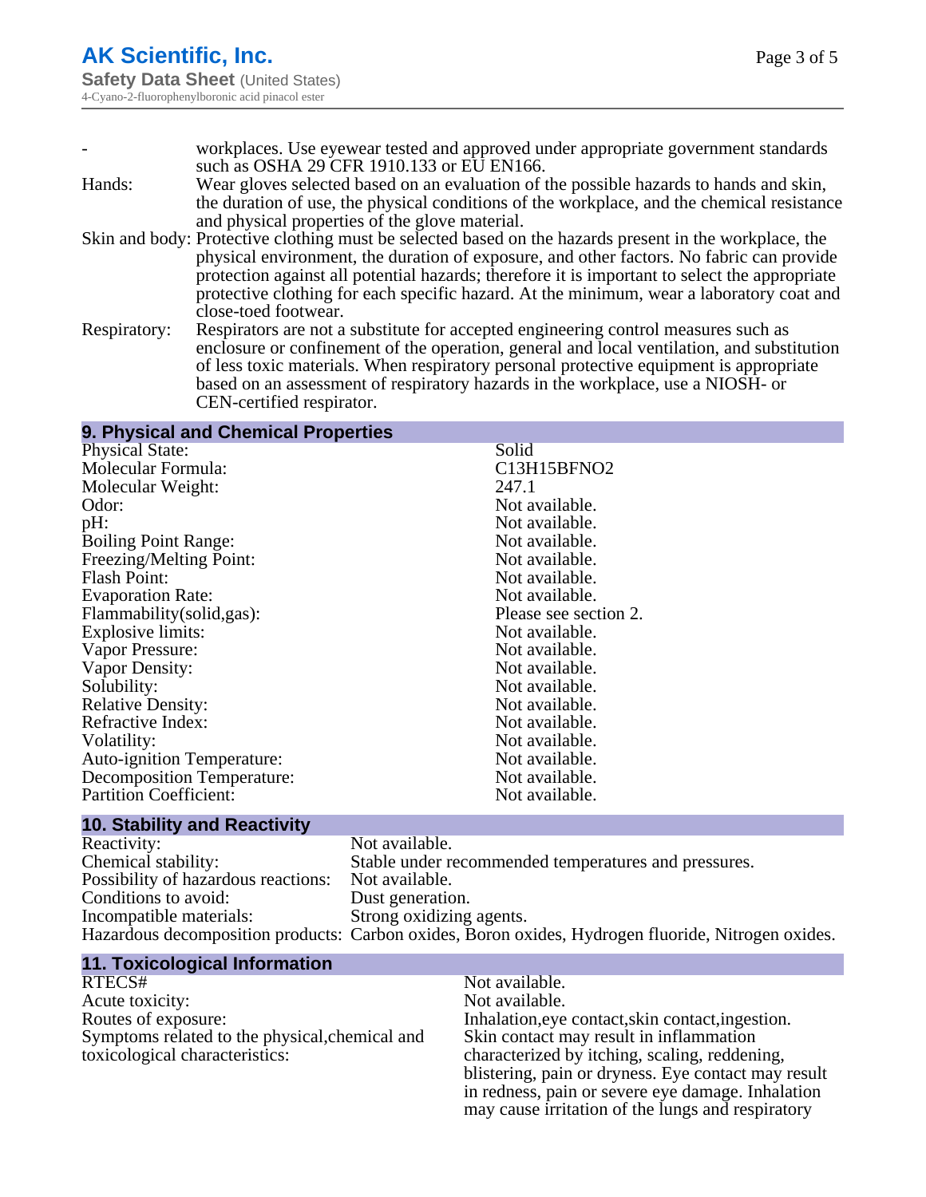| | |
|---|---|
| - | workplaces. Use eyewear tested and approved under appropriate government standards such as OSHA 29 CFR 1910.133 or EU EN166. |
| Hands: | Wear gloves selected based on an evaluation of the possible hazards to hands and skin, the duration of use, the physical conditions of the workplace, and the chemical resistance and physical properties of the glove material. |
| Skin and body: | Protective clothing must be selected based on the hazards present in the workplace, the physical environment, the duration of exposure, and other factors. No fabric can provide protection against all potential hazards; therefore it is important to select the appropriate protective clothing for each specific hazard. At the minimum, wear a laboratory coat and close-toed footwear. |
| Respiratory: | Respirators are not a substitute for accepted engineering control measures such as enclosure or confinement of the operation, general and local ventilation, and substitution of less toxic materials. When respiratory personal protective equipment is appropriate based on an assessment of respiratory hazards in the workplace, use a NIOSH- or CEN-certified respirator. |

## 9. Physical and Chemical Properties

| | |
|---|---|
| Physical State: | Solid |
| Molecular Formula: | C13H15BFNO2 |
| Molecular Weight: | 247.1 |
| Odor: | Not available. |
| pH: | Not available. |
| Boiling Point Range: | Not available. |
| Freezing/Melting Point: | Not available. |
| Flash Point: | Not available. |
| Evaporation Rate: | Not available. |
| Flammability(solid,gas): | Please see section 2. |
| Explosive limits: | Not available. |
| Vapor Pressure: | Not available. |
| Vapor Density: | Not available. |
| Solubility: | Not available. |
| Relative Density: | Not available. |
| Refractive Index: | Not available. |
| Volatility: | Not available. |
| Auto-ignition Temperature: | Not available. |
| Decomposition Temperature: | Not available. |
| Partition Coefficient: | Not available. |

## 10. Stability and Reactivity

| | |
|---|---|
| Reactivity: | Not available. |
| Chemical stability: | Stable under recommended temperatures and pressures. |
| Possibility of hazardous reactions: | Not available. |
| Conditions to avoid: | Dust generation. |
| Incompatible materials: | Strong oxidizing agents. |
| Hazardous decomposition products: | Carbon oxides, Boron oxides, Hydrogen fluoride, Nitrogen oxides. |

## 11. Toxicological Information

| | |
|---|---|
| RTECS# | Not available. |
| Acute toxicity: | Not available. |
| Routes of exposure: | Inhalation,eye contact,skin contact,ingestion. |
| Symptoms related to the physical,chemical and toxicological characteristics: | Skin contact may result in inflammation characterized by itching, scaling, reddening, blistering, pain or dryness. Eye contact may result in redness, pain or severe eye damage. Inhalation may cause irritation of the lungs and respiratory |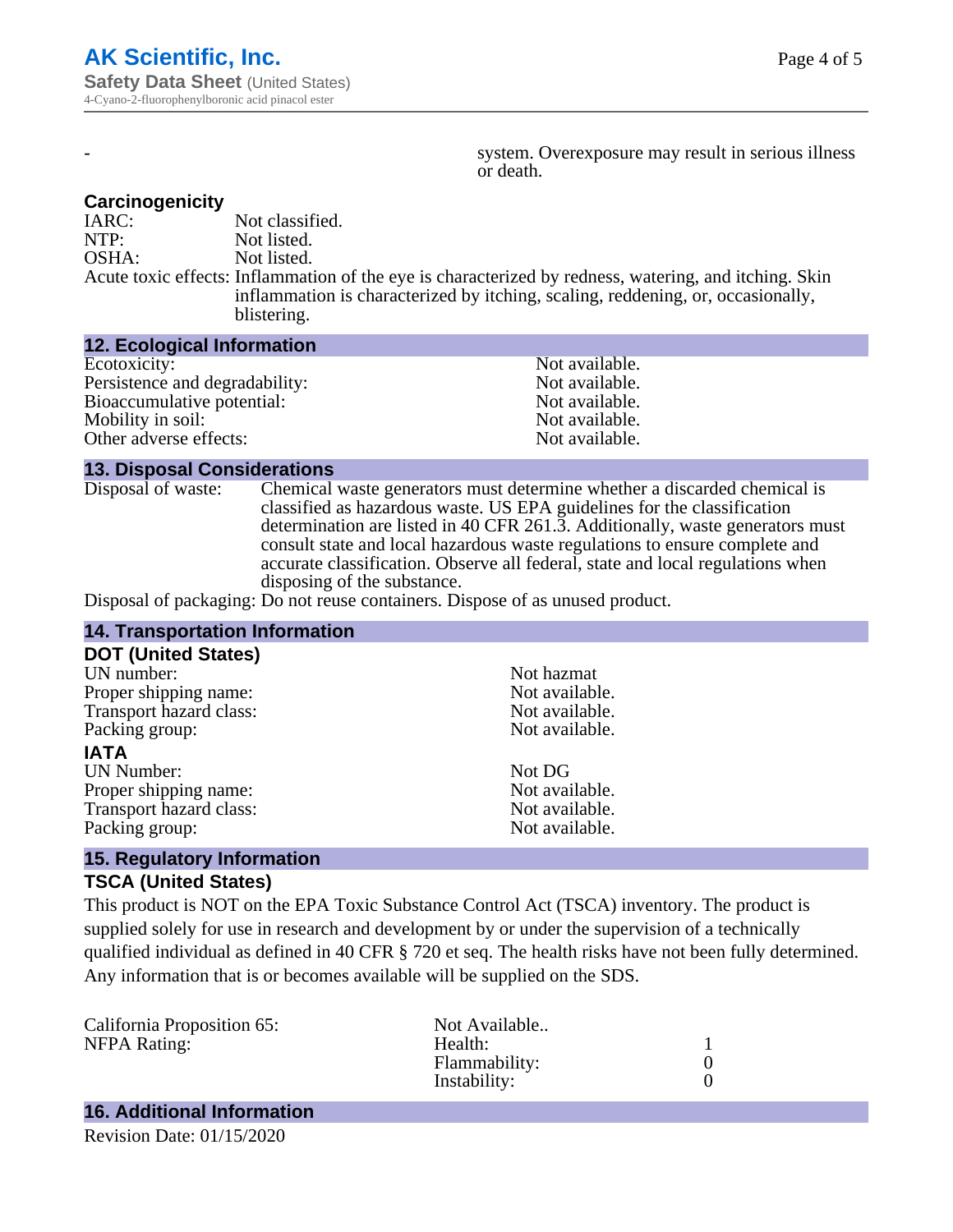| - | system. Overexposure may result in serious illness or death. |
|---|---|

### Carcinogenicity

| | |
|---|---|
| IARC: | Not classified. |
| NTP: | Not listed. |
| OSHA: | Not listed. |
| Acute toxic effects: | Inflammation of the eye is characterized by redness, watering, and itching. Skin inflammation is characterized by itching, scaling, reddening, or, occasionally, blistering. |

## 12. Ecological Information

| | |
|---|---|
| Ecotoxicity: | Not available. |
| Persistence and degradability: | Not available. |
| Bioaccumulative potential: | Not available. |
| Mobility in soil: | Not available. |
| Other adverse effects: | Not available. |

## 13. Disposal Considerations

| | |
|---|---|
| Disposal of waste: | Chemical waste generators must determine whether a discarded chemical is classified as hazardous waste. US EPA guidelines for the classification determination are listed in 40 CFR 261.3. Additionally, waste generators must consult state and local hazardous waste regulations to ensure complete and accurate classification. Observe all federal, state and local regulations when disposing of the substance. |
| Disposal of packaging: | Do not reuse containers. Dispose of as unused product. |

## 14. Transportation Information

### DOT (United States)

| | |
|---|---|
| UN number: | Not hazmat |
| Proper shipping name: | Not available. |
| Transport hazard class: | Not available. |
| Packing group: | Not available. |

### IATA

| | |
|---|---|
| UN Number: | Not DG |
| Proper shipping name: | Not available. |
| Transport hazard class: | Not available. |
| Packing group: | Not available. |

## 15. Regulatory Information

### TSCA (United States)

This product is NOT on the EPA Toxic Substance Control Act (TSCA) inventory. The product is supplied solely for use in research and development by or under the supervision of a technically qualified individual as defined in 40 CFR § 720 et seq. The health risks have not been fully determined. Any information that is or becomes available will be supplied on the SDS.

| | | |
|---|---|---|
| California Proposition 65: | Not Available.. | |
| NFPA Rating: | Health: | 1 |
| | Flammability: | 0 |
| | Instability: | 0 |

## 16. Additional Information

Revision Date: 01/15/2020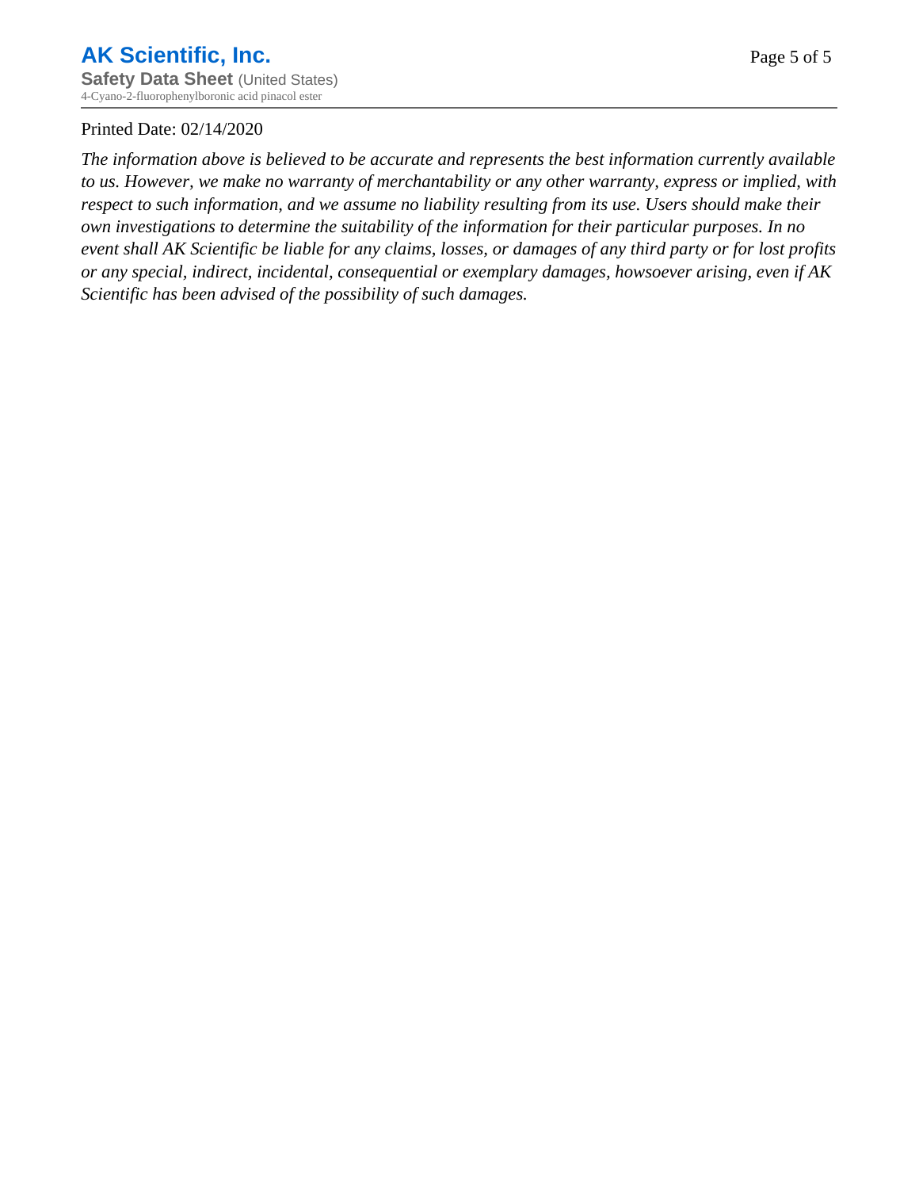Printed Date: 02/14/2020

*The information above is believed to be accurate and represents the best information currently available to us. However, we make no warranty of merchantability or any other warranty, express or implied, with respect to such information, and we assume no liability resulting from its use. Users should make their own investigations to determine the suitability of the information for their particular purposes. In no event shall AK Scientific be liable for any claims, losses, or damages of any third party or for lost profits or any special, indirect, incidental, consequential or exemplary damages, howsoever arising, even if AK Scientific has been advised of the possibility of such damages.*